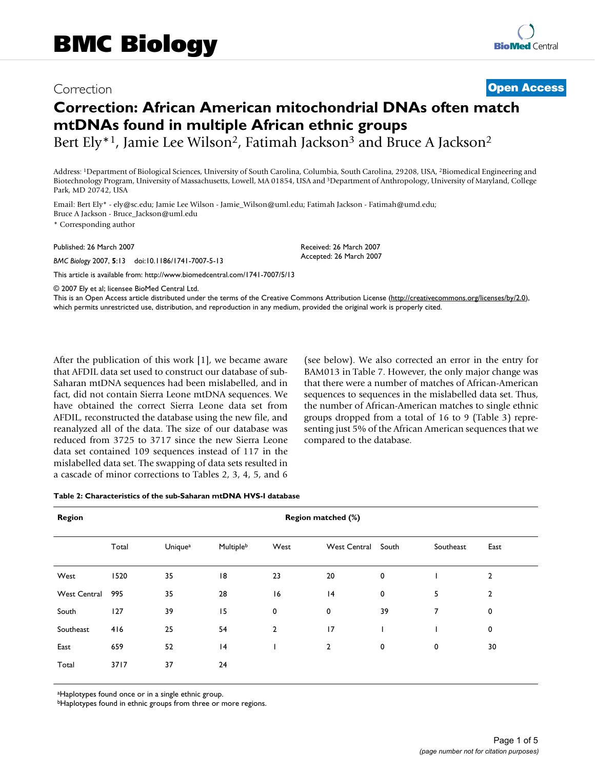# Correction: African American mitochondrial DNAs often match mtDNAs found in multiple African ethnic groups

Bert Ely*[1], Jamie Lee Wilson[2], Fatimah Jackson[3] and Bruce A Jackson[2]

Address: [1]Department of Biological Sciences, University of South Carolina, Columbia, South Carolina, 29208, USA, [2]Biomedical Engineering and Biotechnology Program, University of Massachusetts, Lowell, MA 01854, USA and [3]Department of Anthropology, University of Maryland, College Park, MD 20742, USA

Email: Bert Ely* - ely@sc.edu; Jamie Lee Wilson - Jamie_Wilson@uml.edu; Fatimah Jackson - Fatimah@umd.edu; Bruce A Jackson - Bruce_Jackson@uml.edu

* Corresponding author

Published: 26 March 2007

*BMC Biology* 2007, **5**:13 doi:10.1186/1741-7007-5-13

Received: 26 March 2007

Accepted: 26 March 2007

This article is available from: http://www.biomedcentral.com/1741-7007/5/13

© 2007 Ely et al; licensee BioMed Central Ltd.

This is an Open Access article distributed under the terms of the Creative Commons Attribution License (http://creativecommons.org/licenses/by/2.0), which permits unrestricted use, distribution, and reproduction in any medium, provided the original work is properly cited.

After the publication of this work [1], we became aware that AFDIL data set used to construct our database of sub-Saharan mtDNA sequences had been mislabelled, and in fact, did not contain Sierra Leone mtDNA sequences. We have obtained the correct Sierra Leone data set from AFDIL, reconstructed the database using the new file, and reanalyzed all of the data. The size of our database was reduced from 3725 to 3717 since the new Sierra Leone data set contained 109 sequences instead of 117 in the mislabelled data set. The swapping of data sets resulted in a cascade of minor corrections to Tables 2, 3, 4, 5, and 6 (see below). We also corrected an error in the entry for BAM013 in Table 7. However, the only major change was that there were a number of matches of African-American sequences to sequences in the mislabelled data set. Thus, the number of African-American matches to single ethnic groups dropped from a total of 16 to 9 (Table 3) representing just 5% of the African American sequences that we compared to the database.

**Table 2: Characteristics of the sub-Saharan mtDNA HVS-I database**

| Region | Region matched (%) | | | | | | | |
|---|---|---|---|---|---|---|---|---|
| | Total | Unique[a] | Multiple[b] | West | West Central | South | Southeast | East |
| West | 1520 | 35 | 18 | 23 | 20 | 0 | 1 | 2 |
| West Central | 995 | 35 | 28 | 16 | 14 | 0 | 5 | 2 |
| South | 127 | 39 | 15 | 0 | 0 | 39 | 7 | 0 |
| Southeast | 416 | 25 | 54 | 2 | 17 | 1 | 1 | 0 |
| East | 659 | 52 | 14 | 1 | 2 | 0 | 0 | 30 |
| Total | 3717 | 37 | 24 | | | | | |

[a]Haplotypes found once or in a single ethnic group.

[b]Haplotypes found in ethnic groups from three or more regions.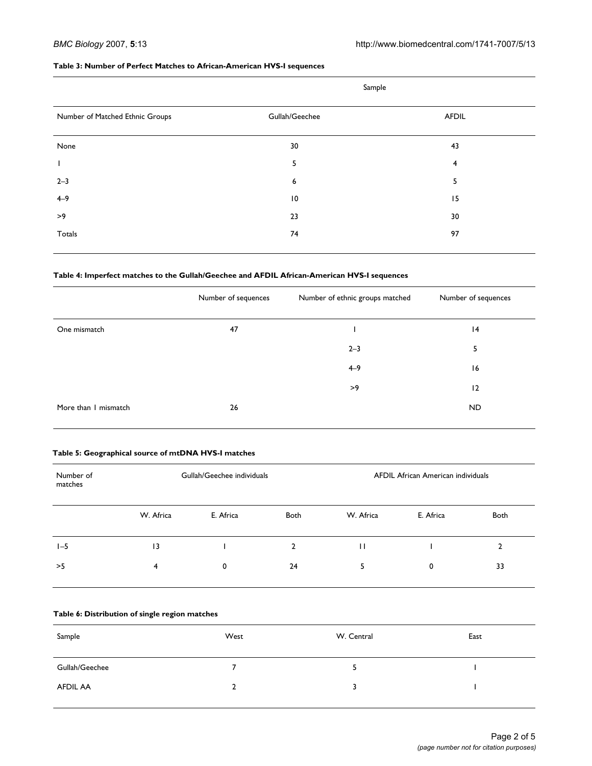**Table 3: Number of Perfect Matches to African-American HVS-I sequences**

| Number of Matched Ethnic Groups | Sample | |
|---|---|---|
| | Gullah/Geechee | AFDIL |
| None | 30 | 43 |
| 1 | 5 | 4 |
| 2–3 | 6 | 5 |
| 4–9 | 10 | 15 |
| >9 | 23 | 30 |
| Totals | 74 | 97 |

**Table 4: Imperfect matches to the Gullah/Geechee and AFDIL African-American HVS-I sequences**

| | Number of sequences | Number of ethnic groups matched | Number of sequences |
|---|---|---|---|
| One mismatch | 47 | 1 | 14 |
| | | 2–3 | 5 |
| | | 4–9 | 16 |
| | | >9 | 12 |
| More than 1 mismatch | 26 | | ND |

**Table 5: Geographical source of mtDNA HVS-I matches**

| Number of matches | Gullah/Geechee individuals | | | AFDIL African American individuals | | |
|---|---|---|---|---|---|---|
| | W. Africa | E. Africa | Both | W. Africa | E. Africa | Both |
| 1–5 | 13 | 1 | 2 | 11 | 1 | 2 |
| >5 | 4 | 0 | 24 | 5 | 0 | 33 |

**Table 6: Distribution of single region matches**

| Sample | West | W. Central | East |
|---|---|---|---|
| Gullah/Geechee | 7 | 5 | 1 |
| AFDIL AA | 2 | 3 | 1 |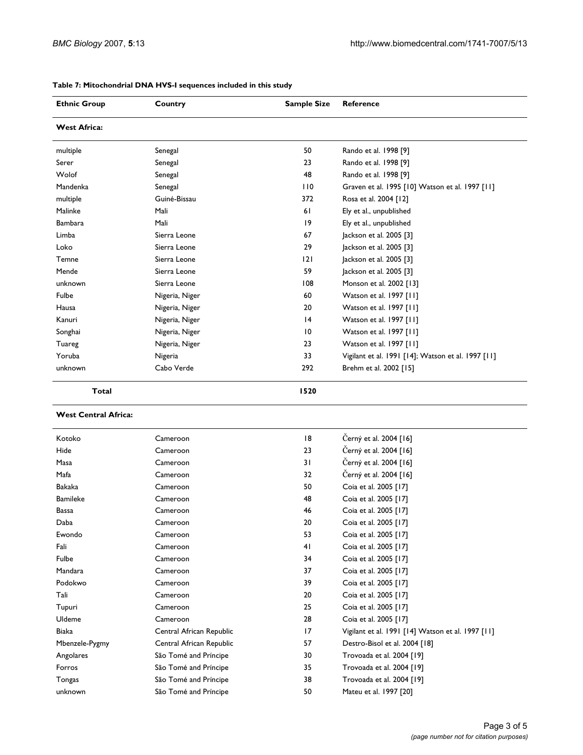**Table 7: Mitochondrial DNA HVS-I sequences included in this study**

| Ethnic Group | Country | Sample Size | Reference |
|---|---|---|---|
| **West Africa:** | | | |
| multiple | Senegal | 50 | Rando et al. 1998 [9] |
| Serer | Senegal | 23 | Rando et al. 1998 [9] |
| Wolof | Senegal | 48 | Rando et al. 1998 [9] |
| Mandenka | Senegal | 110 | Graven et al. 1995 [10] Watson et al. 1997 [11] |
| multiple | Guiné-Bissau | 372 | Rosa et al. 2004 [12] |
| Malinke | Mali | 61 | Ely et al., unpublished |
| Bambara | Mali | 19 | Ely et al., unpublished |
| Limba | Sierra Leone | 67 | Jackson et al. 2005 [3] |
| Loko | Sierra Leone | 29 | Jackson et al. 2005 [3] |
| Temne | Sierra Leone | 121 | Jackson et al. 2005 [3] |
| Mende | Sierra Leone | 59 | Jackson et al. 2005 [3] |
| unknown | Sierra Leone | 108 | Monson et al. 2002 [13] |
| Fulbe | Nigeria, Niger | 60 | Watson et al. 1997 [11] |
| Hausa | Nigeria, Niger | 20 | Watson et al. 1997 [11] |
| Kanuri | Nigeria, Niger | 14 | Watson et al. 1997 [11] |
| Songhai | Nigeria, Niger | 10 | Watson et al. 1997 [11] |
| Tuareg | Nigeria, Niger | 23 | Watson et al. 1997 [11] |
| Yoruba | Nigeria | 33 | Vigilant et al. 1991 [14]; Watson et al. 1997 [11] |
| unknown | Cabo Verde | 292 | Brehm et al. 2002 [15] |
| **Total** | | **1520** | |
| **West Central Africa:** | | | |
| Kotoko | Cameroon | 18 | Černý et al. 2004 [16] |
| Hide | Cameroon | 23 | Černý et al. 2004 [16] |
| Masa | Cameroon | 31 | Černý et al. 2004 [16] |
| Mafa | Cameroon | 32 | Černý et al. 2004 [16] |
| Bakaka | Cameroon | 50 | Coia et al. 2005 [17] |
| Bamileke | Cameroon | 48 | Coia et al. 2005 [17] |
| Bassa | Cameroon | 46 | Coia et al. 2005 [17] |
| Daba | Cameroon | 20 | Coia et al. 2005 [17] |
| Ewondo | Cameroon | 53 | Coia et al. 2005 [17] |
| Fali | Cameroon | 41 | Coia et al. 2005 [17] |
| Fulbe | Cameroon | 34 | Coia et al. 2005 [17] |
| Mandara | Cameroon | 37 | Coia et al. 2005 [17] |
| Podokwo | Cameroon | 39 | Coia et al. 2005 [17] |
| Tali | Cameroon | 20 | Coia et al. 2005 [17] |
| Tupuri | Cameroon | 25 | Coia et al. 2005 [17] |
| Uldeme | Cameroon | 28 | Coia et al. 2005 [17] |
| Biaka | Central African Republic | 17 | Vigilant et al. 1991 [14] Watson et al. 1997 [11] |
| Mbenzele-Pygmy | Central African Republic | 57 | Destro-Bisol et al. 2004 [18] |
| Angolares | São Tomé and Príncipe | 30 | Trovoada et al. 2004 [19] |
| Forros | São Tomé and Príncipe | 35 | Trovoada et al. 2004 [19] |
| Tongas | São Tomé and Príncipe | 38 | Trovoada et al. 2004 [19] |
| unknown | São Tomé and Príncipe | 50 | Mateu et al. 1997 [20] |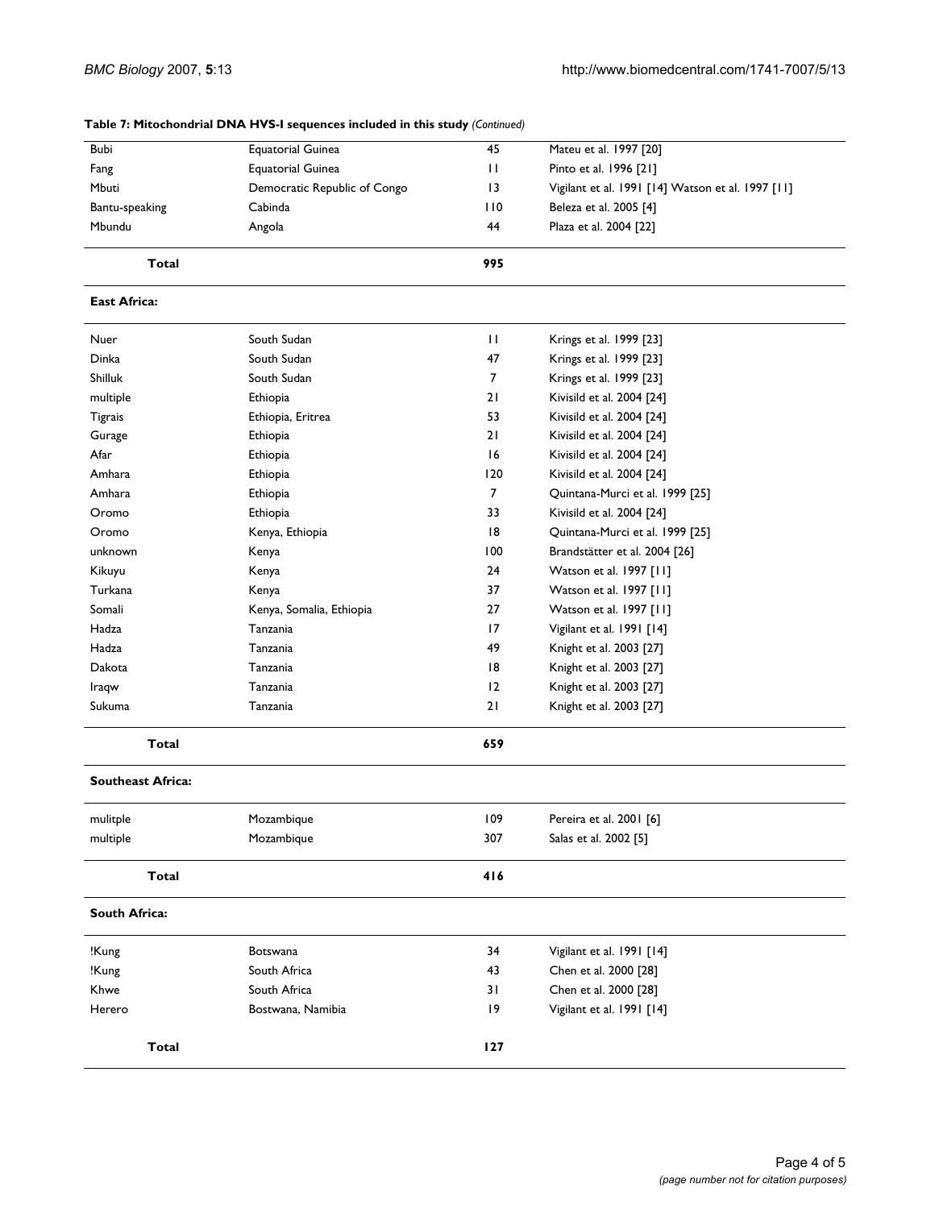**Table 7: Mitochondrial DNA HVS-I sequences included in this study** *(Continued)*

| | | | |
|---|---|---|---|
| Bubi | Equatorial Guinea | 45 | Mateu et al. 1997 [20] |
| Fang | Equatorial Guinea | 11 | Pinto et al. 1996 [21] |
| Mbuti | Democratic Republic of Congo | 13 | Vigilant et al. 1991 [14] Watson et al. 1997 [11] |
| Bantu-speaking | Cabinda | 110 | Beleza et al. 2005 [4] |
| Mbundu | Angola | 44 | Plaza et al. 2004 [22] |
| **Total** | | **995** | |
| **East Africa:** | | | |
| Nuer | South Sudan | 11 | Krings et al. 1999 [23] |
| Dinka | South Sudan | 47 | Krings et al. 1999 [23] |
| Shilluk | South Sudan | 7 | Krings et al. 1999 [23] |
| multiple | Ethiopia | 21 | Kivisild et al. 2004 [24] |
| Tigrais | Ethiopia, Eritrea | 53 | Kivisild et al. 2004 [24] |
| Gurage | Ethiopia | 21 | Kivisild et al. 2004 [24] |
| Afar | Ethiopia | 16 | Kivisild et al. 2004 [24] |
| Amhara | Ethiopia | 120 | Kivisild et al. 2004 [24] |
| Amhara | Ethiopia | 7 | Quintana-Murci et al. 1999 [25] |
| Oromo | Ethiopia | 33 | Kivisild et al. 2004 [24] |
| Oromo | Kenya, Ethiopia | 18 | Quintana-Murci et al. 1999 [25] |
| unknown | Kenya | 100 | Brandstätter et al. 2004 [26] |
| Kikuyu | Kenya | 24 | Watson et al. 1997 [11] |
| Turkana | Kenya | 37 | Watson et al. 1997 [11] |
| Somali | Kenya, Somalia, Ethiopia | 27 | Watson et al. 1997 [11] |
| Hadza | Tanzania | 17 | Vigilant et al. 1991 [14] |
| Hadza | Tanzania | 49 | Knight et al. 2003 [27] |
| Dakota | Tanzania | 18 | Knight et al. 2003 [27] |
| Iraqw | Tanzania | 12 | Knight et al. 2003 [27] |
| Sukuma | Tanzania | 21 | Knight et al. 2003 [27] |
| **Total** | | **659** | |
| **Southeast Africa:** | | | |
| mulitple | Mozambique | 109 | Pereira et al. 2001 [6] |
| multiple | Mozambique | 307 | Salas et al. 2002 [5] |
| **Total** | | **416** | |
| **South Africa:** | | | |
| !Kung | Botswana | 34 | Vigilant et al. 1991 [14] |
| !Kung | South Africa | 43 | Chen et al. 2000 [28] |
| Khwe | South Africa | 31 | Chen et al. 2000 [28] |
| Herero | Bostwana, Namibia | 19 | Vigilant et al. 1991 [14] |
| **Total** | | **127** | |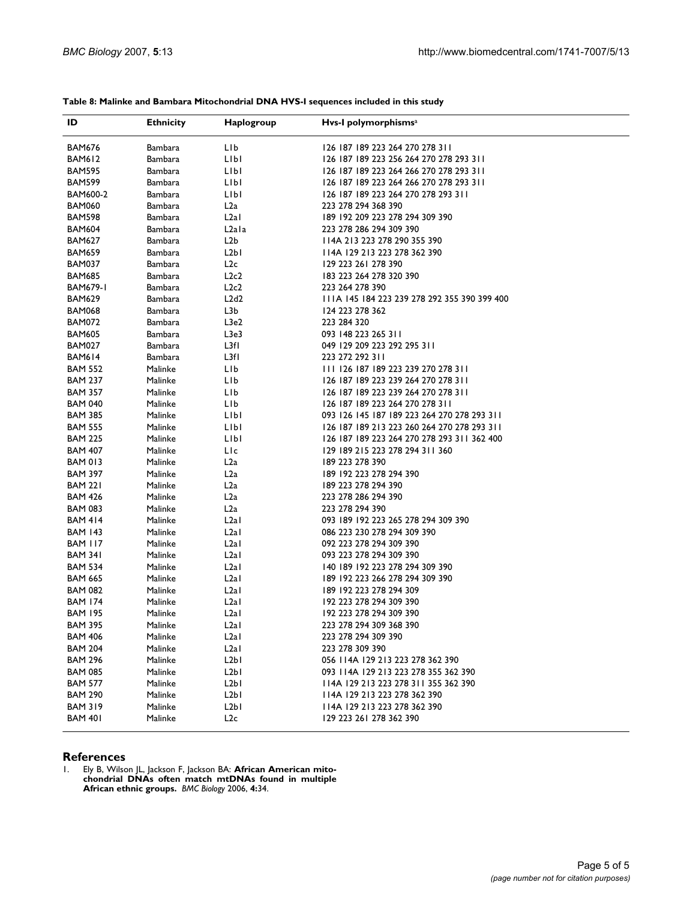**Table 8: Malinke and Bambara Mitochondrial DNA HVS-I sequences included in this study**

| ID | Ethnicity | Haplogroup | Hvs-I polymorphisms[a] |
| --- | --- | --- | --- |
| BAM676 | Bambara | L1b | 126 187 189 223 264 270 278 311 |
| BAM612 | Bambara | L1b1 | 126 187 189 223 256 264 270 278 293 311 |
| BAM595 | Bambara | L1b1 | 126 187 189 223 264 266 270 278 293 311 |
| BAM599 | Bambara | L1b1 | 126 187 189 223 264 266 270 278 293 311 |
| BAM600-2 | Bambara | L1b1 | 126 187 189 223 264 270 278 293 311 |
| BAM060 | Bambara | L2a | 223 278 294 368 390 |
| BAM598 | Bambara | L2a1 | 189 192 209 223 278 294 309 390 |
| BAM604 | Bambara | L2a1a | 223 278 286 294 309 390 |
| BAM627 | Bambara | L2b | 114A 213 223 278 290 355 390 |
| BAM659 | Bambara | L2b1 | 114A 129 213 223 278 362 390 |
| BAM037 | Bambara | L2c | 129 223 261 278 390 |
| BAM685 | Bambara | L2c2 | 183 223 264 278 320 390 |
| BAM679-1 | Bambara | L2c2 | 223 264 278 390 |
| BAM629 | Bambara | L2d2 | 111A 145 184 223 239 278 292 355 390 399 400 |
| BAM068 | Bambara | L3b | 124 223 278 362 |
| BAM072 | Bambara | L3e2 | 223 284 320 |
| BAM605 | Bambara | L3e3 | 093 148 223 265 311 |
| BAM027 | Bambara | L3f1 | 049 129 209 223 292 295 311 |
| BAM614 | Bambara | L3f1 | 223 272 292 311 |
| BAM 552 | Malinke | L1b | 111 126 187 189 223 239 270 278 311 |
| BAM 237 | Malinke | L1b | 126 187 189 223 239 264 270 278 311 |
| BAM 357 | Malinke | L1b | 126 187 189 223 239 270 278 311 |
| BAM 040 | Malinke | L1b | 126 187 189 223 264 270 278 311 |
| BAM 385 | Malinke | L1b1 | 093 126 145 187 189 223 264 270 278 293 311 |
| BAM 555 | Malinke | L1b1 | 126 187 189 213 223 260 264 270 278 293 311 |
| BAM 225 | Malinke | L1b1 | 126 187 189 223 264 270 278 293 311 362 400 |
| BAM 407 | Malinke | L1c | 129 189 215 223 278 294 311 360 |
| BAM 013 | Malinke | L2a | 189 223 278 390 |
| BAM 397 | Malinke | L2a | 189 192 223 278 294 390 |
| BAM 221 | Malinke | L2a | 189 223 278 294 390 |
| BAM 426 | Malinke | L2a | 223 278 286 294 390 |
| BAM 083 | Malinke | L2a | 223 278 294 390 |
| BAM 414 | Malinke | L2a1 | 093 189 192 223 265 278 294 309 390 |
| BAM 143 | Malinke | L2a1 | 086 223 230 278 294 309 390 |
| BAM 117 | Malinke | L2a1 | 092 223 278 294 309 390 |
| BAM 341 | Malinke | L2a1 | 093 223 278 294 309 390 |
| BAM 534 | Malinke | L2a1 | 140 189 192 223 278 294 309 390 |
| BAM 665 | Malinke | L2a1 | 189 192 223 266 278 294 309 390 |
| BAM 082 | Malinke | L2a1 | 189 192 223 278 294 309 |
| BAM 174 | Malinke | L2a1 | 192 223 278 294 309 390 |
| BAM 195 | Malinke | L2a1 | 192 223 278 294 309 390 |
| BAM 395 | Malinke | L2a1 | 223 278 294 309 368 390 |
| BAM 406 | Malinke | L2a1 | 223 278 294 309 390 |
| BAM 204 | Malinke | L2a1 | 223 278 309 390 |
| BAM 296 | Malinke | L2b1 | 056 114A 129 213 223 278 362 390 |
| BAM 085 | Malinke | L2b1 | 093 114A 129 213 223 278 355 362 390 |
| BAM 577 | Malinke | L2b1 | 114A 129 213 223 278 311 355 362 390 |
| BAM 290 | Malinke | L2b1 | 114A 129 213 223 278 362 390 |
| BAM 319 | Malinke | L2b1 | 114A 129 213 223 278 362 390 |
| BAM 401 | Malinke | L2c | 129 223 261 278 362 390 |

## References

1. Ely B, Wilson JL, Jackson F, Jackson BA: **African American mitochondrial DNAs often match mtDNAs found in multiple African ethnic groups.** *BMC Biology* 2006, **4**:34.